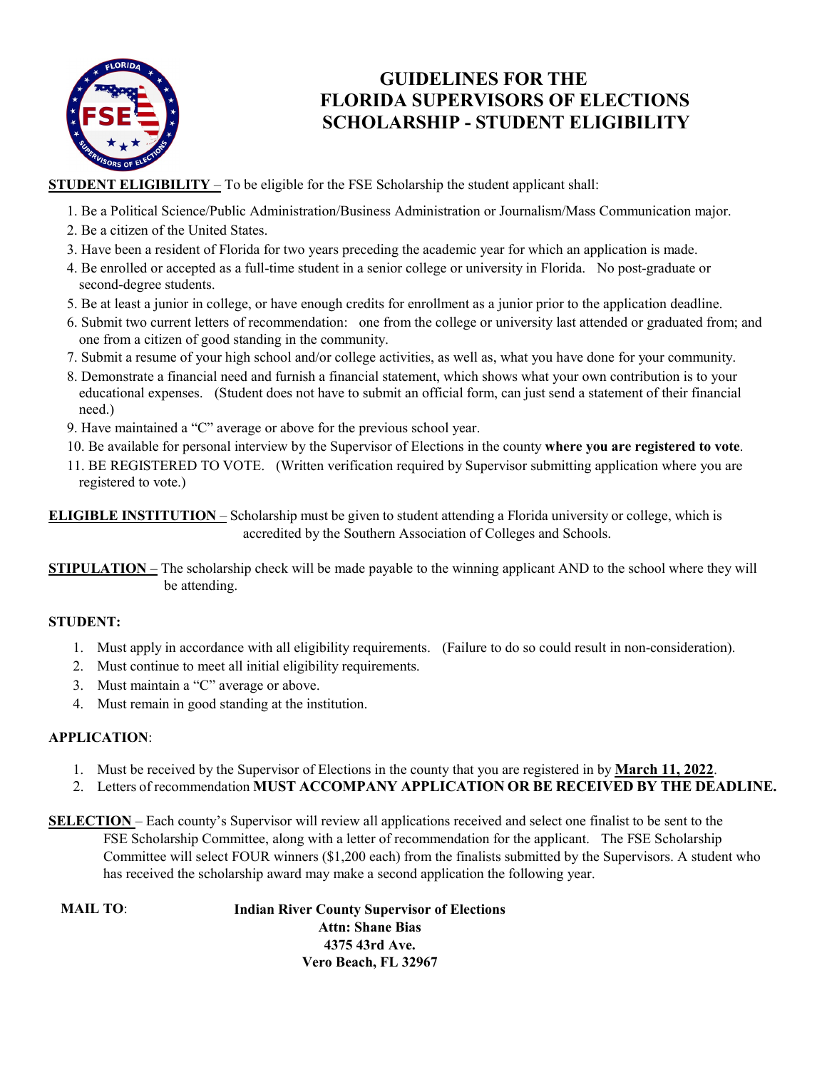# GUIDELINES FOR THE FLORIDA SUPERVISORS OF ELECTIONS SCHOLARSHIP - STUDENT ELIGIBILITY

**STUDENT ELIGIBILITY** – To be eligible for the FSE Scholarship the student applicant shall:

1. Be a Political Science/Public Administration/Business Administration or Journalism/Mass Communication major.
2. Be a citizen of the United States.
3. Have been a resident of Florida for two years preceding the academic year for which an application is made.
4. Be enrolled or accepted as a full-time student in a senior college or university in Florida. No post-graduate or second-degree students.
5. Be at least a junior in college, or have enough credits for enrollment as a junior prior to the application deadline.
6. Submit two current letters of recommendation: one from the college or university last attended or graduated from; and one from a citizen of good standing in the community.
7. Submit a resume of your high school and/or college activities, as well as, what you have done for your community.
8. Demonstrate a financial need and furnish a financial statement, which shows what your own contribution is to your educational expenses. (Student does not have to submit an official form, can just send a statement of their financial need.)
9. Have maintained a "C" average or above for the previous school year.
10. Be available for personal interview by the Supervisor of Elections in the county **where you are registered to vote**.
11. BE REGISTERED TO VOTE. (Written verification required by Supervisor submitting application where you are registered to vote.)

**ELIGIBLE INSTITUTION** – Scholarship must be given to student attending a Florida university or college, which is accredited by the Southern Association of Colleges and Schools.

**STIPULATION** – The scholarship check will be made payable to the winning applicant AND to the school where they will be attending.

**STUDENT:**

1. Must apply in accordance with all eligibility requirements. (Failure to do so could result in non-consideration).
2. Must continue to meet all initial eligibility requirements.
3. Must maintain a "C" average or above.
4. Must remain in good standing at the institution.

**APPLICATION**:

1. Must be received by the Supervisor of Elections in the county that you are registered in by **March 11, 2022**.
2. Letters of recommendation **MUST ACCOMPANY APPLICATION OR BE RECEIVED BY THE DEADLINE.**

**SELECTION** – Each county's Supervisor will review all applications received and select one finalist to be sent to the FSE Scholarship Committee, along with a letter of recommendation for the applicant. The FSE Scholarship Committee will select FOUR winners ($1,200 each) from the finalists submitted by the Supervisors. A student who has received the scholarship award may make a second application the following year.

**MAIL TO**:

**Indian River County Supervisor of Elections**
**Attn: Shane Bias**
**4375 43rd Ave.**
**Vero Beach, FL 32967**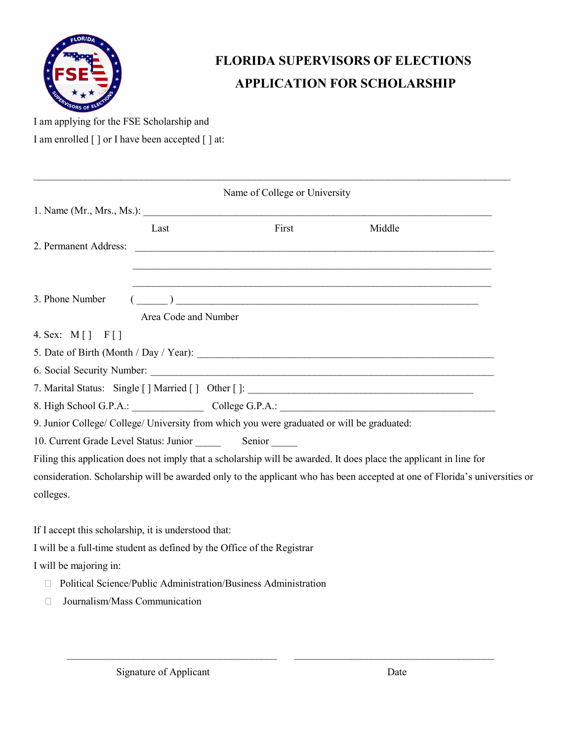# FLORIDA SUPERVISORS OF ELECTIONS
# APPLICATION FOR SCHOLARSHIP

I am applying for the FSE Scholarship and

I am enrolled [ ] or I have been accepted [ ] at:

_______________________________________________________________________________________

Name of College or University

1. Name (Mr., Mrs., Ms.): _______________________________________________________________

Last First Middle

2. Permanent Address: _________________________________________________________________

_________________________________________________________________

_________________________________________________________________

3. Phone Number ( ______ ) ________________________________________________________

Area Code and Number

4. Sex: M [ ] F [ ]

5. Date of Birth (Month / Day / Year): ___________________________________________________

6. Social Security Number: ____________________________________________________________

7. Marital Status: Single [ ] Married [ ] Other [ ]: _________________________________________

8. High School G.P.A.: _____________ College G.P.A.: _________________________________________

9. Junior College/ College/ University from which you were graduated or will be graduated:

10. Current Grade Level Status: Junior _____ Senior _____

Filing this application does not imply that a scholarship will be awarded. It does place the applicant in line for consideration. Scholarship will be awarded only to the applicant who has been accepted at one of Florida's universities or colleges.

If I accept this scholarship, it is understood that:

I will be a full-time student as defined by the Office of the Registrar

I will be majoring in:

- ☐ Political Science/Public Administration/Business Administration
- ☐ Journalism/Mass Communication

_______________________________________ _______________________________________

Signature of Applicant Date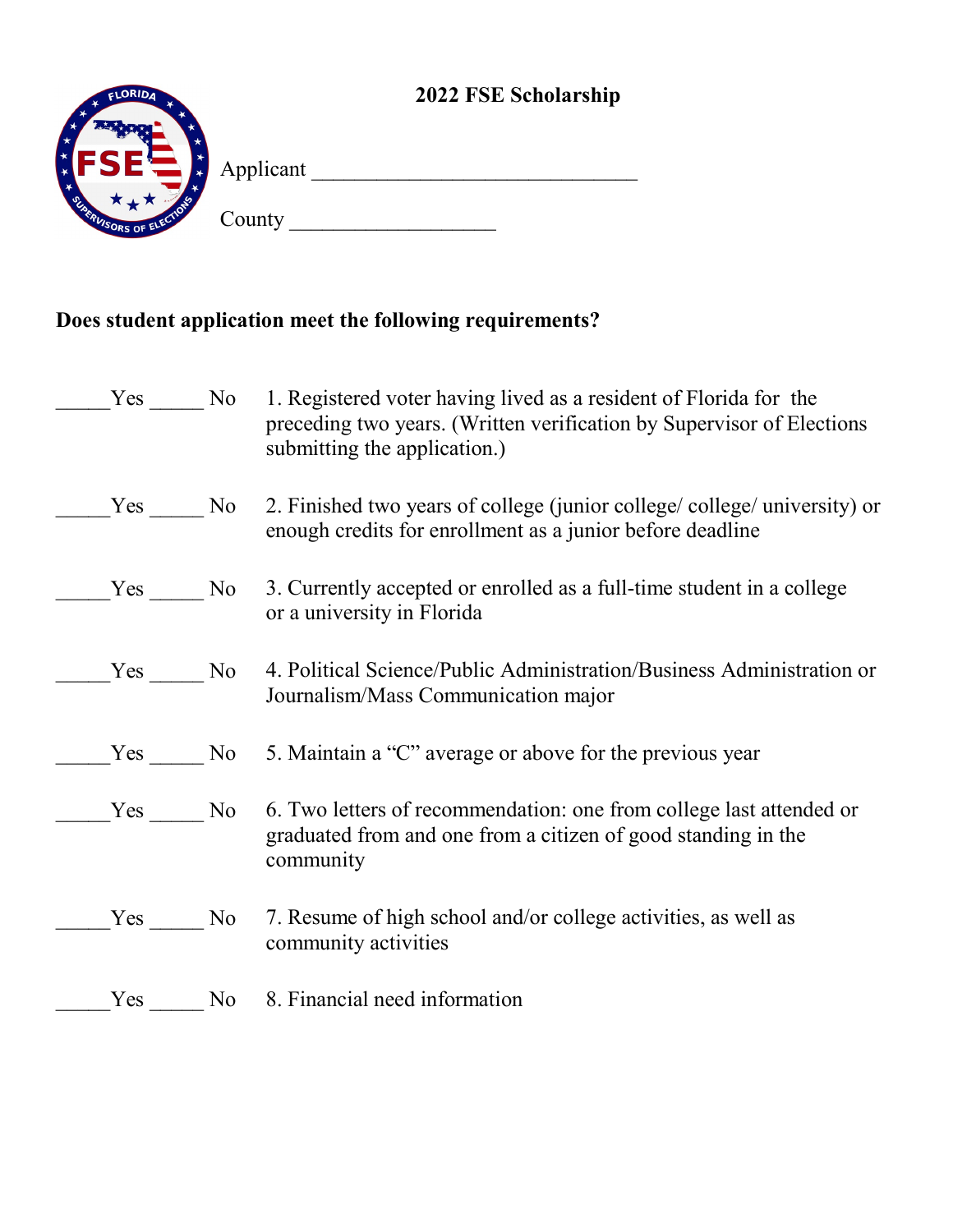## 2022 FSE Scholarship

Applicant ______________________________

County ___________________

**Does student application meet the following requirements?**

_____Yes _____ No 1. Registered voter having lived as a resident of Florida for the preceding two years. (Written verification by Supervisor of Elections submitting the application.)

_____Yes _____ No 2. Finished two years of college (junior college/ college/ university) or enough credits for enrollment as a junior before deadline

_____Yes _____ No 3. Currently accepted or enrolled as a full-time student in a college or a university in Florida

_____Yes _____ No 4. Political Science/Public Administration/Business Administration or Journalism/Mass Communication major

_____Yes _____ No 5. Maintain a "C" average or above for the previous year

_____Yes _____ No 6. Two letters of recommendation: one from college last attended or graduated from and one from a citizen of good standing in the community

_____Yes _____ No 7. Resume of high school and/or college activities, as well as community activities

_____Yes _____ No 8. Financial need information